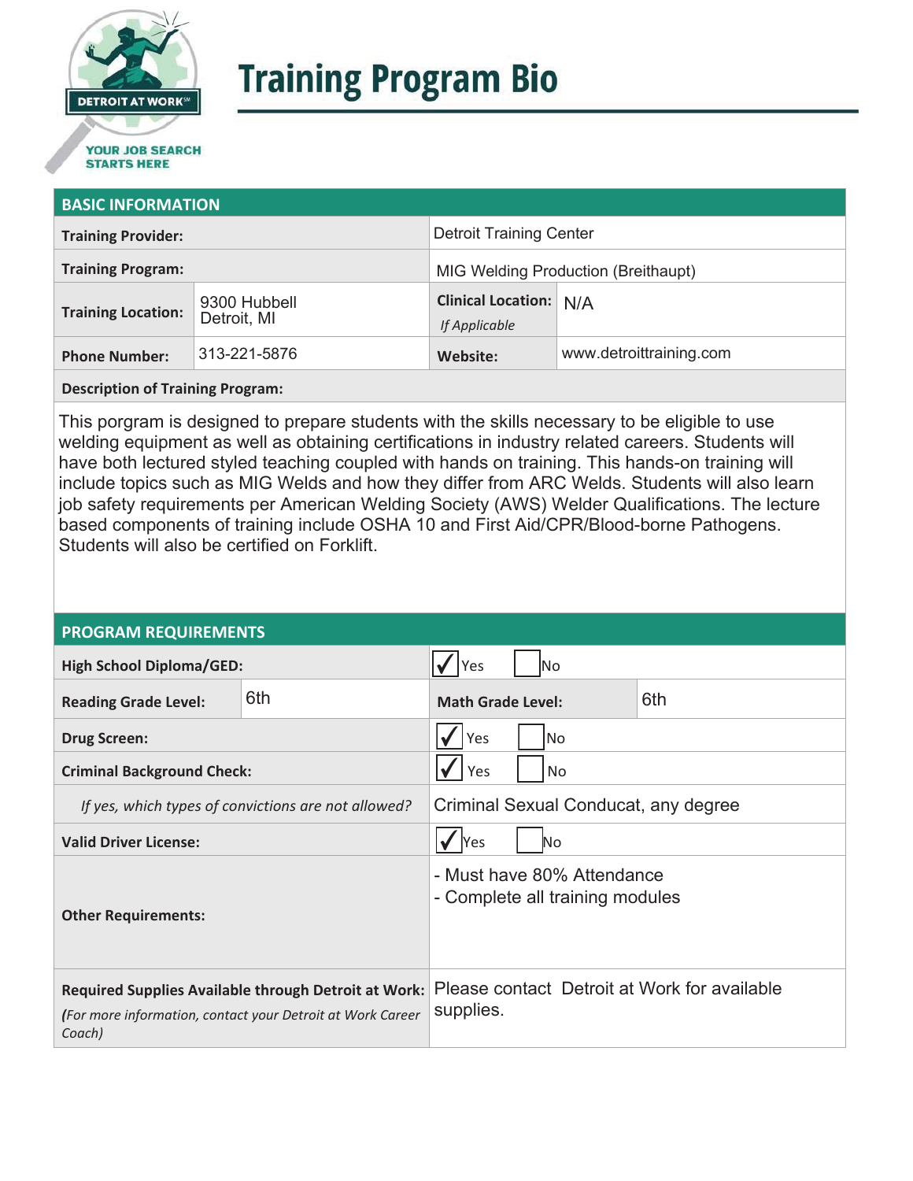# Training Program Bio

DETROIT AT WORK
YOUR JOB SEARCH STARTS HERE

## BASIC INFORMATION

| | | | |
|---|---|---|---|
| **Training Provider:** | | Detroit Training Center | |
| **Training Program:** | | MIG Welding Production (Breithaupt) | |
| **Training Location:** | 9300 Hubbell Detroit, MI | **Clinical Location:** *If Applicable* | N/A |
| **Phone Number:** | 313-221-5876 | **Website:** | www.detroittraining.com |

**Description of Training Program:**

This porgram is designed to prepare students with the skills necessary to be eligible to use welding equipment as well as obtaining certifications in industry related careers. Students will have both lectured styled teaching coupled with hands on training. This hands-on training will include topics such as MIG Welds and how they differ from ARC Welds. Students will also learn job safety requirements per American Welding Society (AWS) Welder Qualifications. The lecture based components of training include OSHA 10 and First Aid/CPR/Blood-borne Pathogens. Students will also be certified on Forklift.

## PROGRAM REQUIREMENTS

| | | | |
|---|---|---|---|
| **High School Diploma/GED:** | | ☑ Yes ☐ No | |
| **Reading Grade Level:** | 6th | **Math Grade Level:** | 6th |
| **Drug Screen:** | | ☑ Yes ☐ No | |
| **Criminal Background Check:** | | ☑ Yes ☐ No | |
| *If yes, which types of convictions are not allowed?* | | Criminal Sexual Conducat, any degree | |
| **Valid Driver License:** | | ☑ Yes ☐ No | |
| **Other Requirements:** | | - Must have 80% Attendance<br>- Complete all training modules | |
| **Required Supplies Available through Detroit at Work:** *(For more information, contact your Detroit at Work Career Coach)* | | Please contact Detroit at Work for available supplies. | |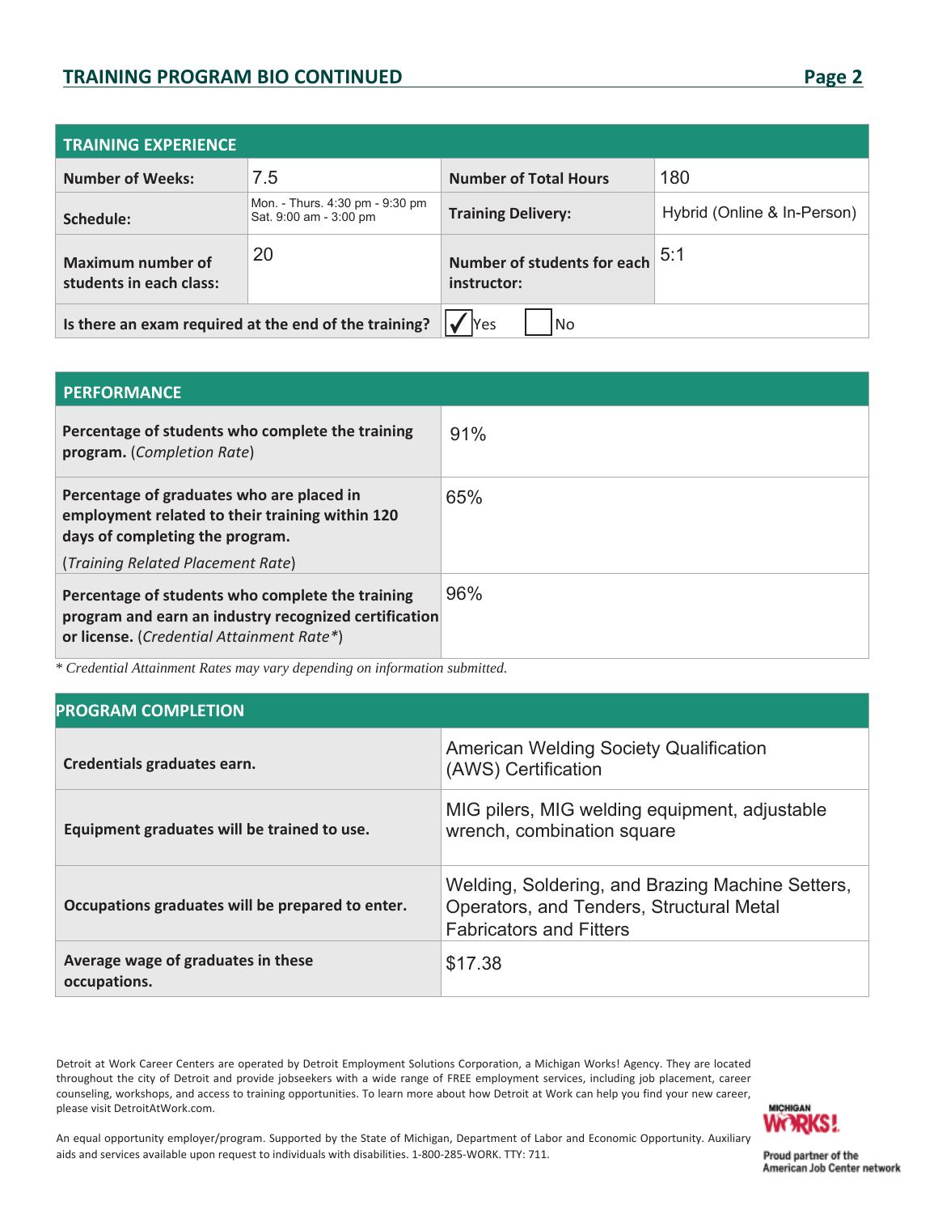## TRAINING PROGRAM BIO CONTINUED

| TRAINING EXPERIENCE | | | |
|---|---|---|---|
| **Number of Weeks:** | 7.5 | **Number of Total Hours** | 180 |
| **Schedule:** | Mon. - Thurs. 4:30 pm - 9:30 pm<br>Sat. 9:00 am - 3:00 pm | **Training Delivery:** | Hybrid (Online & In-Person) |
| **Maximum number of students in each class:** | 20 | **Number of students for each instructor:** | 5:1 |
| **Is there an exam required at the end of the training?** | ☑ Yes ☐ No | | |

| PERFORMANCE | |
|---|---|
| **Percentage of students who complete the training program.** (*Completion Rate*) | 91% |
| **Percentage of graduates who are placed in employment related to their training within 120 days of completing the program.** (*Training Related Placement Rate*) | 65% |
| **Percentage of students who complete the training program and earn an industry recognized certification or license.** (*Credential Attainment Rate**) | 96% |

*\* Credential Attainment Rates may vary depending on information submitted.*

| PROGRAM COMPLETION | |
|---|---|
| **Credentials graduates earn.** | American Welding Society Qualification (AWS) Certification |
| **Equipment graduates will be trained to use.** | MIG pilers, MIG welding equipment, adjustable wrench, combination square |
| **Occupations graduates will be prepared to enter.** | Welding, Soldering, and Brazing Machine Setters, Operators, and Tenders, Structural Metal Fabricators and Fitters |
| **Average wage of graduates in these occupations.** | $17.38 |

Detroit at Work Career Centers are operated by Detroit Employment Solutions Corporation, a Michigan Works! Agency. They are located throughout the city of Detroit and provide jobseekers with a wide range of FREE employment services, including job placement, career counseling, workshops, and access to training opportunities. To learn more about how Detroit at Work can help you find your new career, please visit DetroitAtWork.com.

An equal opportunity employer/program. Supported by the State of Michigan, Department of Labor and Economic Opportunity. Auxiliary aids and services available upon request to individuals with disabilities. 1-800-285-WORK. TTY: 711.

MICHIGAN WORKS! Proud partner of the American Job Center network